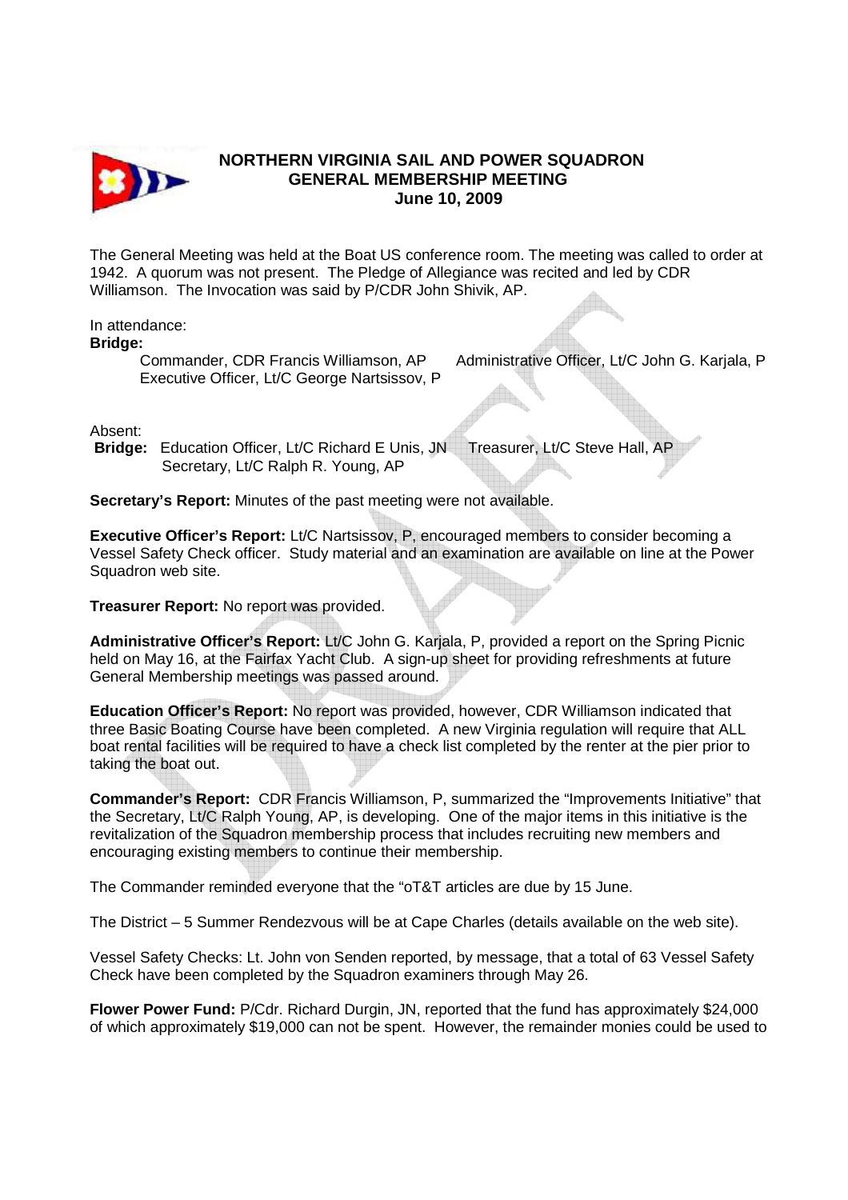# NORTHERN VIRGINIA SAIL AND POWER SQUADRON
## GENERAL MEMBERSHIP MEETING
### June 10, 2009

The General Meeting was held at the Boat US conference room. The meeting was called to order at 1942. A quorum was not present. The Pledge of Allegiance was recited and led by CDR Williamson. The Invocation was said by P/CDR John Shivik, AP.

In attendance:

**Bridge:**

Commander, CDR Francis Williamson, AP  
Administrative Officer, Lt/C John G. Karjala, P  
Executive Officer, Lt/C George Nartsissov, P

Absent:

**Bridge:** Education Officer, Lt/C Richard E Unis, JN  
Treasurer, Lt/C Steve Hall, AP  
Secretary, Lt/C Ralph R. Young, AP

**Secretary's Report:** Minutes of the past meeting were not available.

**Executive Officer's Report:** Lt/C Nartsissov, P, encouraged members to consider becoming a Vessel Safety Check officer. Study material and an examination are available on line at the Power Squadron web site.

**Treasurer Report:** No report was provided.

**Administrative Officer's Report:** Lt/C John G. Karjala, P, provided a report on the Spring Picnic held on May 16, at the Fairfax Yacht Club. A sign-up sheet for providing refreshments at future General Membership meetings was passed around.

**Education Officer's Report:** No report was provided, however, CDR Williamson indicated that three Basic Boating Course have been completed. A new Virginia regulation will require that ALL boat rental facilities will be required to have a check list completed by the renter at the pier prior to taking the boat out.

**Commander's Report:** CDR Francis Williamson, P, summarized the "Improvements Initiative" that the Secretary, Lt/C Ralph Young, AP, is developing. One of the major items in this initiative is the revitalization of the Squadron membership process that includes recruiting new members and encouraging existing members to continue their membership.

The Commander reminded everyone that the "oT&T articles are due by 15 June.

The District – 5 Summer Rendezvous will be at Cape Charles (details available on the web site).

Vessel Safety Checks: Lt. John von Senden reported, by message, that a total of 63 Vessel Safety Check have been completed by the Squadron examiners through May 26.

**Flower Power Fund:** P/Cdr. Richard Durgin, JN, reported that the fund has approximately $24,000 of which approximately $19,000 can not be spent. However, the remainder monies could be used to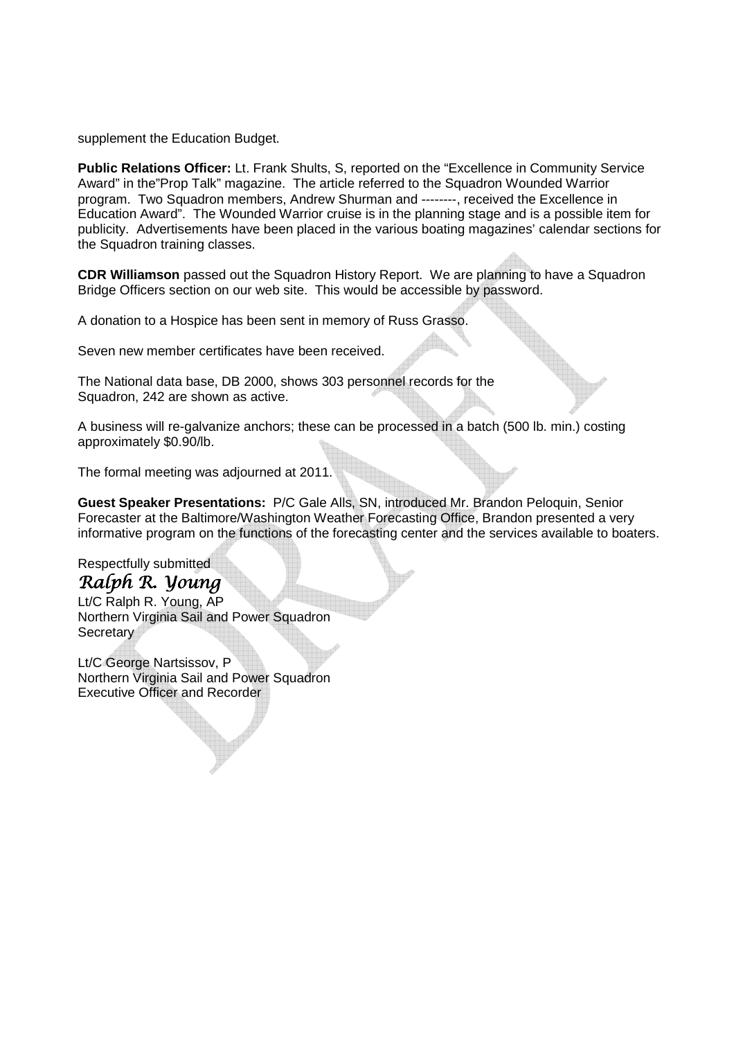supplement the Education Budget.

**Public Relations Officer:** Lt. Frank Shults, S, reported on the "Excellence in Community Service Award" in the"Prop Talk" magazine. The article referred to the Squadron Wounded Warrior program. Two Squadron members, Andrew Shurman and --------, received the Excellence in Education Award". The Wounded Warrior cruise is in the planning stage and is a possible item for publicity. Advertisements have been placed in the various boating magazines' calendar sections for the Squadron training classes.

**CDR Williamson** passed out the Squadron History Report. We are planning to have a Squadron Bridge Officers section on our web site. This would be accessible by password.

A donation to a Hospice has been sent in memory of Russ Grasso.

Seven new member certificates have been received.

The National data base, DB 2000, shows 303 personnel records for the Squadron, 242 are shown as active.

A business will re-galvanize anchors; these can be processed in a batch (500 lb. min.) costing approximately $0.90/lb.

The formal meeting was adjourned at 2011.

**Guest Speaker Presentations:** P/C Gale Alls, SN, introduced Mr. Brandon Peloquin, Senior Forecaster at the Baltimore/Washington Weather Forecasting Office, Brandon presented a very informative program on the functions of the forecasting center and the services available to boaters.

Respectfully submitted

*Ralph R. Young*

Lt/C Ralph R. Young, AP
Northern Virginia Sail and Power Squadron
Secretary

Lt/C George Nartsissov, P
Northern Virginia Sail and Power Squadron
Executive Officer and Recorder